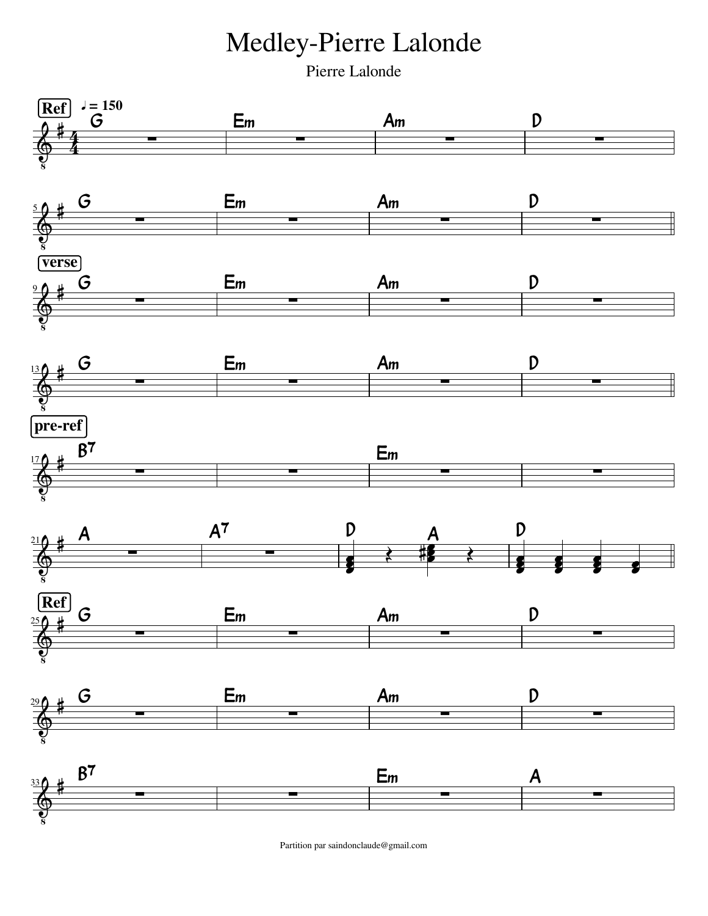# Medley-Pierre Lalonde

Pierre Lalonde

**Ref** ♩ = 150

G | Em | Am | D

G | Em | Am | D

**verse**

G | Em | Am | D

G | Em | Am | D

**pre-ref**

B7 | | Em |

A | A7 | D A | D

**Ref**

G | Em | Am | D

G | Em | Am | D

B7 | | Em | A

Partition par saindonclaude@gmail.com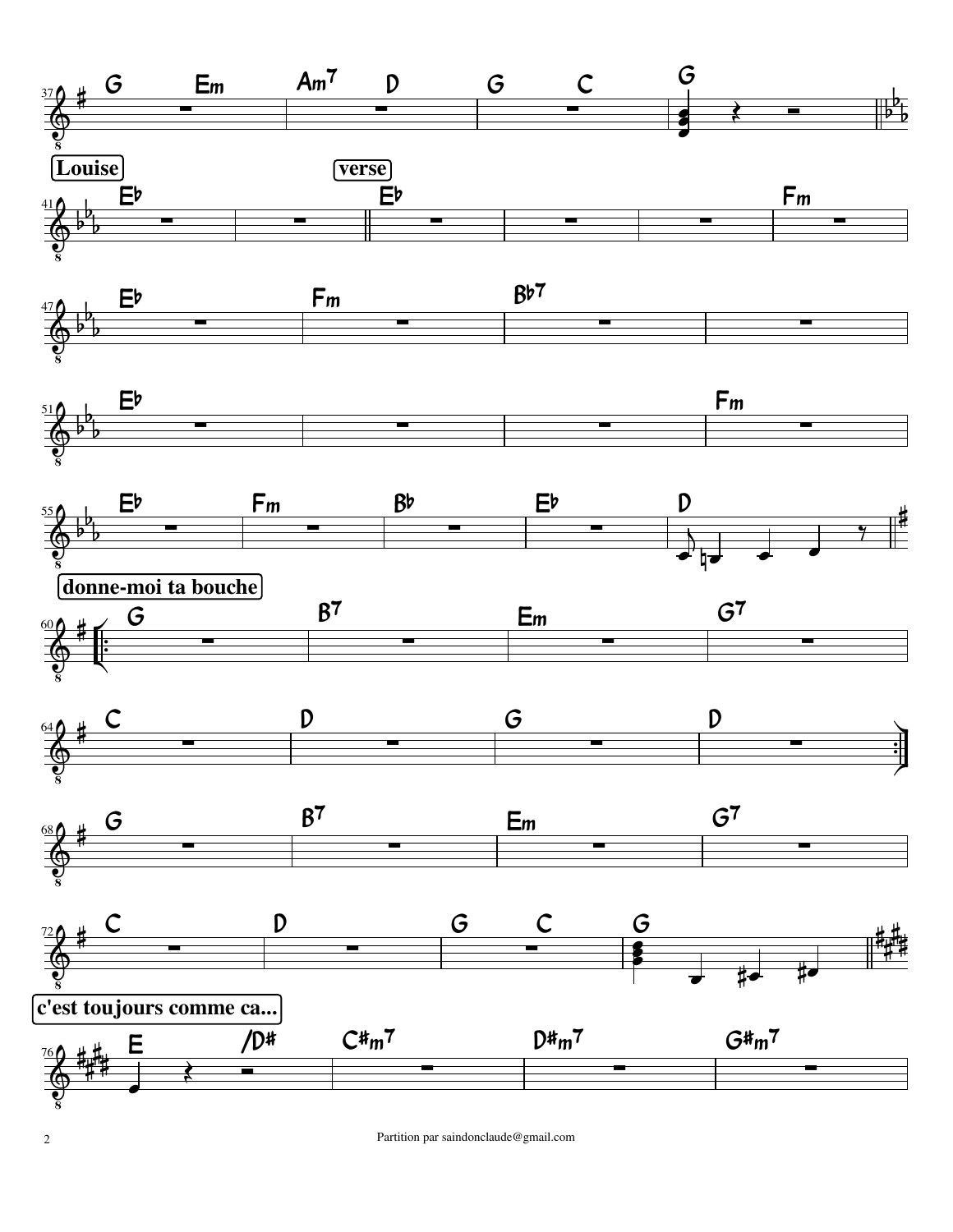Louise

verse

donne-moi ta bouche

c'est toujours comme ca...

Partition par saindonclaude@gmail.com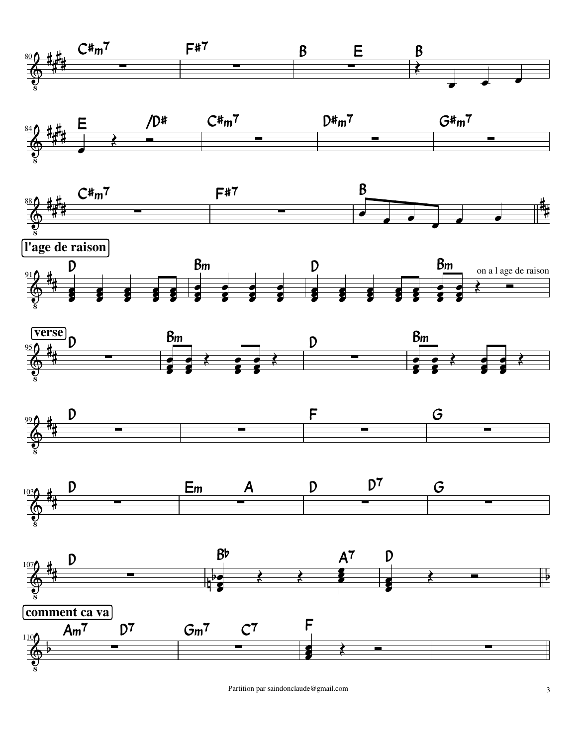**l'age de raison**

on a l age de raison

**verse**

**comment ca va**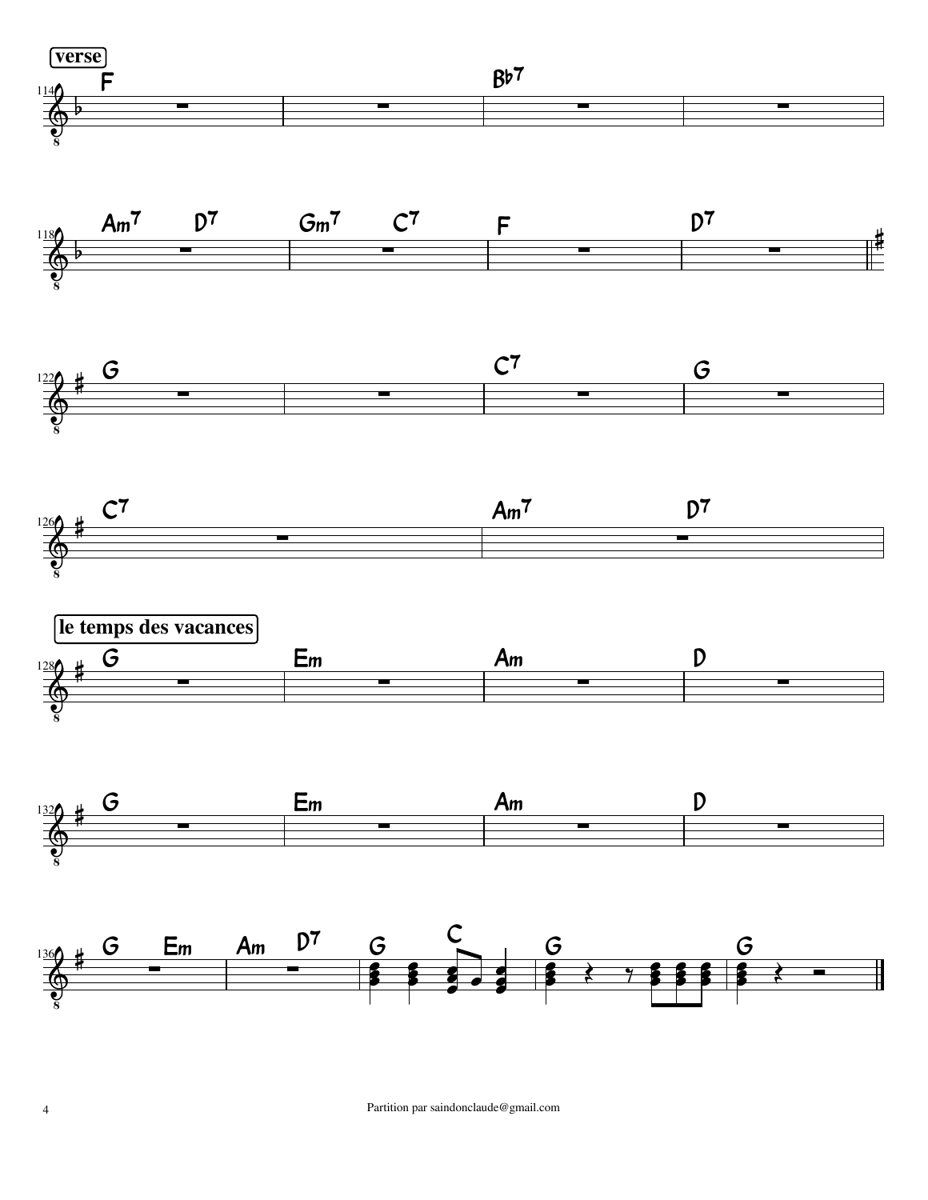**verse**

114 F | | Bb7 | |

118 Am7 D7 | Gm7 C7 | F | D7 ||

122 G | | C7 | G |

126 C7 | Am7 D7 |

**le temps des vacances**

128 G | Em | Am | D |

132 G | Em | Am | D |

136 G Em | Am D7 | G C | G | G ||